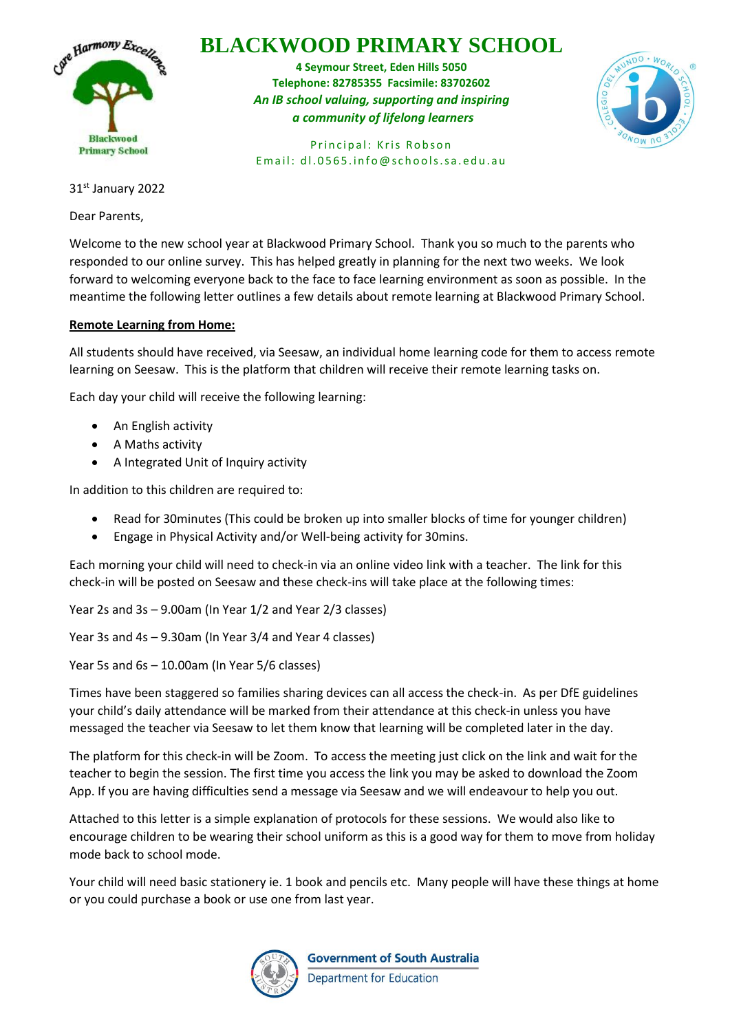# BLACKWOOD PRIMARY SCHOOL

**4 Seymour Street, Eden Hills 5050**
**Telephone: 82785355 Facsimile: 83702602**
***An IB school valuing, supporting and inspiring a community of lifelong learners***

Principal: Kris Robson
Email: dl.0565.info@schools.sa.edu.au

31st January 2022

Dear Parents,

Welcome to the new school year at Blackwood Primary School. Thank you so much to the parents who responded to our online survey. This has helped greatly in planning for the next two weeks. We look forward to welcoming everyone back to the face to face learning environment as soon as possible. In the meantime the following letter outlines a few details about remote learning at Blackwood Primary School.

**Remote Learning from Home:**

All students should have received, via Seesaw, an individual home learning code for them to access remote learning on Seesaw. This is the platform that children will receive their remote learning tasks on.

Each day your child will receive the following learning:

- An English activity
- A Maths activity
- A Integrated Unit of Inquiry activity

In addition to this children are required to:

- Read for 30minutes (This could be broken up into smaller blocks of time for younger children)
- Engage in Physical Activity and/or Well-being activity for 30mins.

Each morning your child will need to check-in via an online video link with a teacher. The link for this check-in will be posted on Seesaw and these check-ins will take place at the following times:

Year 2s and 3s – 9.00am (In Year 1/2 and Year 2/3 classes)

Year 3s and 4s – 9.30am (In Year 3/4 and Year 4 classes)

Year 5s and 6s – 10.00am (In Year 5/6 classes)

Times have been staggered so families sharing devices can all access the check-in. As per DfE guidelines your child's daily attendance will be marked from their attendance at this check-in unless you have messaged the teacher via Seesaw to let them know that learning will be completed later in the day.

The platform for this check-in will be Zoom. To access the meeting just click on the link and wait for the teacher to begin the session. The first time you access the link you may be asked to download the Zoom App. If you are having difficulties send a message via Seesaw and we will endeavour to help you out.

Attached to this letter is a simple explanation of protocols for these sessions. We would also like to encourage children to be wearing their school uniform as this is a good way for them to move from holiday mode back to school mode.

Your child will need basic stationery ie. 1 book and pencils etc. Many people will have these things at home or you could purchase a book or use one from last year.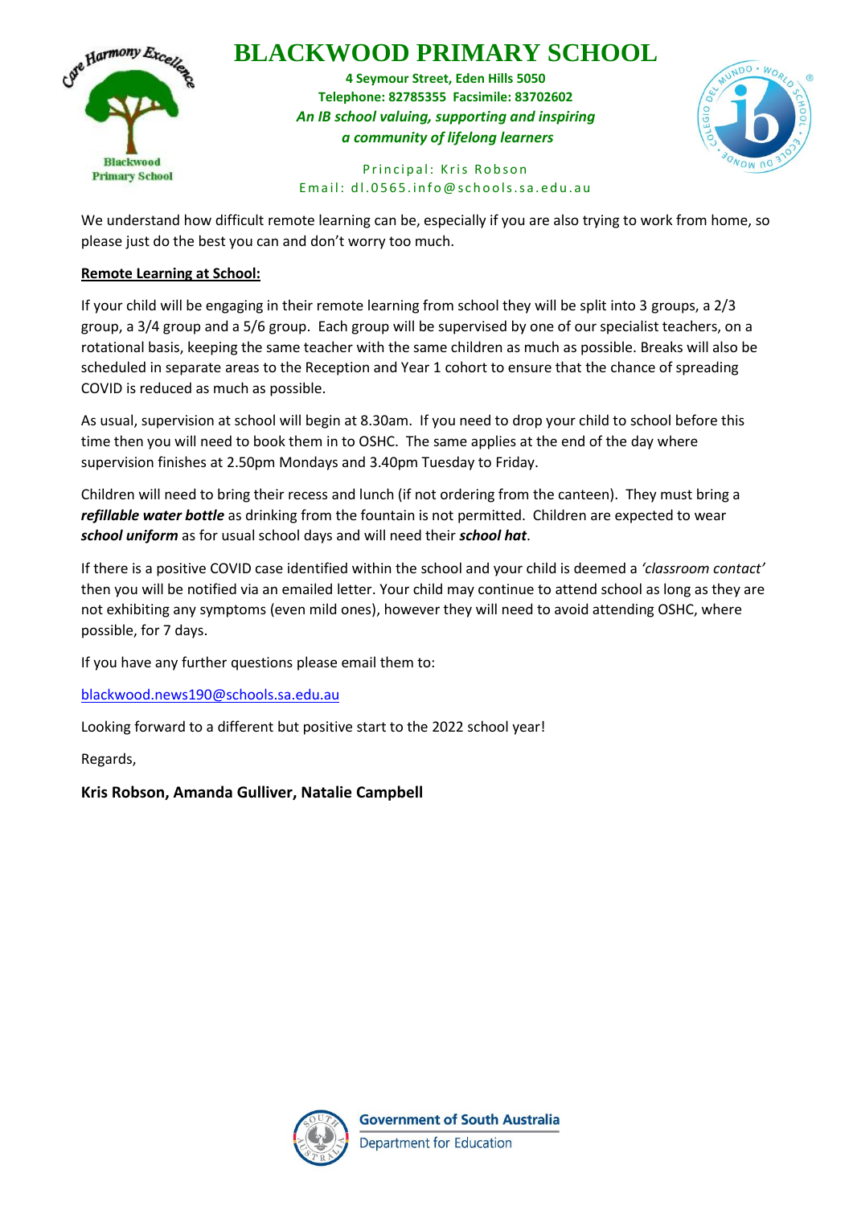# BLACKWOOD PRIMARY SCHOOL

**4 Seymour Street, Eden Hills 5050**
**Telephone: 82785355 Facsimile: 83702602**
***An IB school valuing, supporting and inspiring a community of lifelong learners***

Principal: Kris Robson
Email: dl.0565.info@schools.sa.edu.au

We understand how difficult remote learning can be, especially if you are also trying to work from home, so please just do the best you can and don't worry too much.

**Remote Learning at School:**

If your child will be engaging in their remote learning from school they will be split into 3 groups, a 2/3 group, a 3/4 group and a 5/6 group. Each group will be supervised by one of our specialist teachers, on a rotational basis, keeping the same teacher with the same children as much as possible. Breaks will also be scheduled in separate areas to the Reception and Year 1 cohort to ensure that the chance of spreading COVID is reduced as much as possible.

As usual, supervision at school will begin at 8.30am. If you need to drop your child to school before this time then you will need to book them in to OSHC. The same applies at the end of the day where supervision finishes at 2.50pm Mondays and 3.40pm Tuesday to Friday.

Children will need to bring their recess and lunch (if not ordering from the canteen). They must bring a ***refillable water bottle*** as drinking from the fountain is not permitted. Children are expected to wear ***school uniform*** as for usual school days and will need their ***school hat***.

If there is a positive COVID case identified within the school and your child is deemed a *'classroom contact'* then you will be notified via an emailed letter. Your child may continue to attend school as long as they are not exhibiting any symptoms (even mild ones), however they will need to avoid attending OSHC, where possible, for 7 days.

If you have any further questions please email them to:

blackwood.news190@schools.sa.edu.au

Looking forward to a different but positive start to the 2022 school year!

Regards,

**Kris Robson, Amanda Gulliver, Natalie Campbell**

Government of South Australia
Department for Education